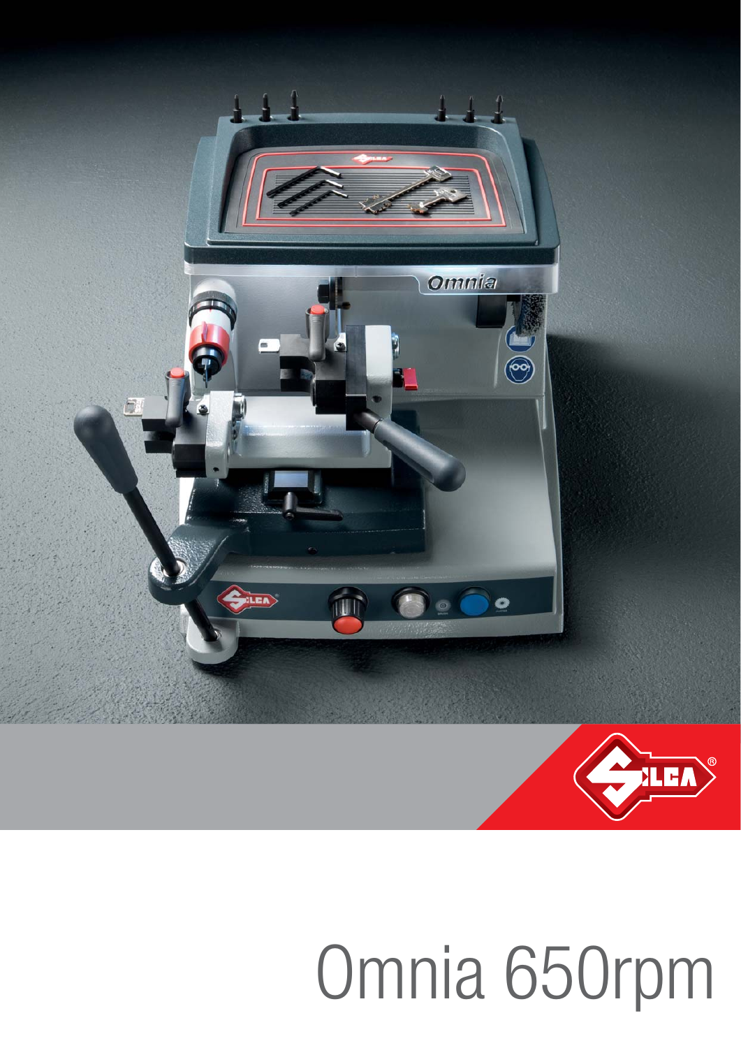# Omnia 650rpm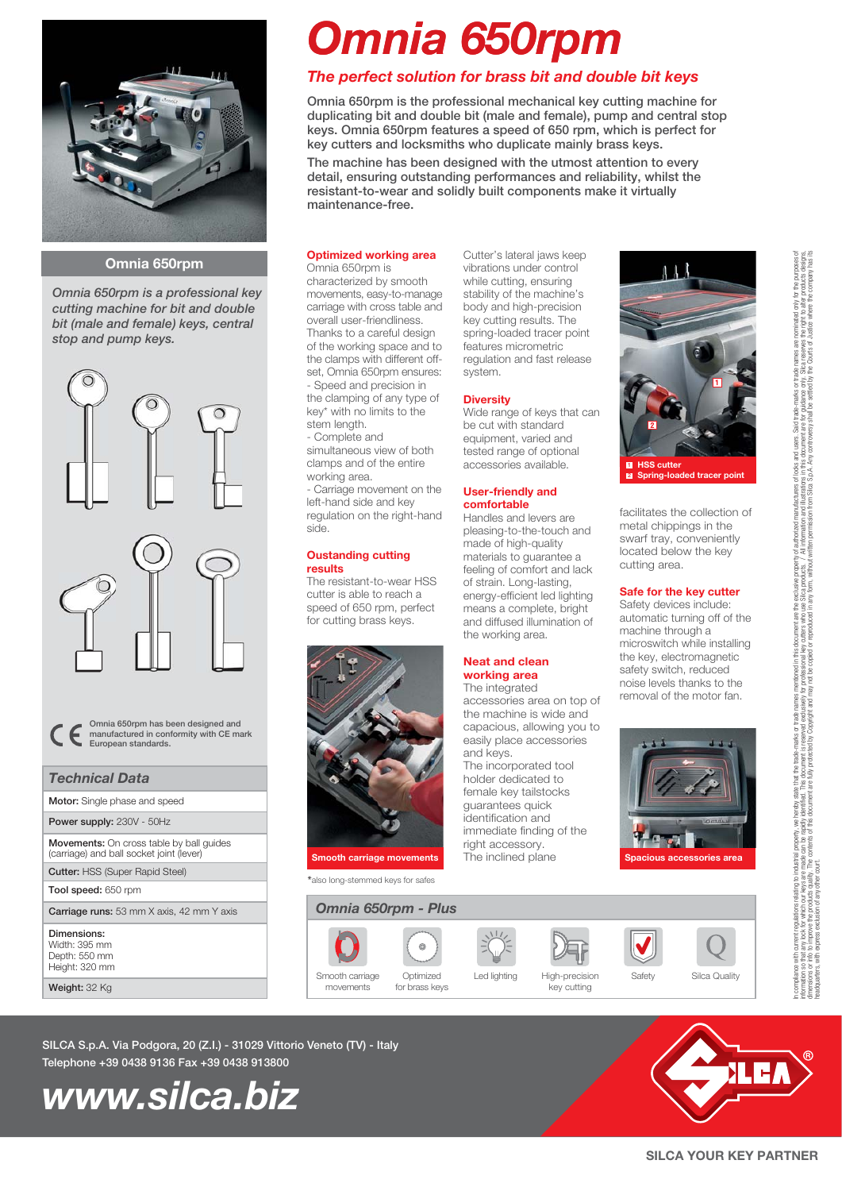# Omnia 650rpm

## *The perfect solution for brass bit and double bit keys*

Omnia 650rpm is the professional mechanical key cutting machine for duplicating bit and double bit (male and female), pump and central stop keys. Omnia 650rpm features a speed of 650 rpm, which is perfect for key cutters and locksmiths who duplicate mainly brass keys.

The machine has been designed with the utmost attention to every detail, ensuring outstanding performances and reliability, whilst the resistant-to-wear and solidly built components make it virtually maintenance-free.

## Omnia 650rpm

*Omnia 650rpm is a professional key cutting machine for bit and double bit (male and female) keys, central stop and pump keys.*

Omnia 650rpm has been designed and manufactured in conformity with CE mark European standards.

### Technical Data

| |
|---|
| **Motor:** Single phase and speed |
| **Power supply:** 230V - 50Hz |
| **Movements:** On cross table by ball guides (carriage) and ball socket joint (lever) |
| **Cutter:** HSS (Super Rapid Steel) |
| **Tool speed:** 650 rpm |
| **Carriage runs:** 53 mm X axis, 42 mm Y axis |
| **Dimensions:** Width: 395 mm Depth: 550 mm Height: 320 mm |
| **Weight:** 32 Kg |

### Optimized working area

Omnia 650rpm is characterized by smooth movements, easy-to-manage carriage with cross table and overall user-friendliness. Thanks to a careful design of the working space and to the clamps with different off-set, Omnia 650rpm ensures:

- Speed and precision in the clamping of any type of key* with no limits to the stem length.
- Complete and simultaneous view of both clamps and of the entire working area.
- Carriage movement on the left-hand side and key regulation on the right-hand side.

### Oustanding cutting results

The resistant-to-wear HSS cutter is able to reach a speed of 650 rpm, perfect for cutting brass keys.

Smooth carriage movements

*also long-stemmed keys for safes

Cutter's lateral jaws keep vibrations under control while cutting, ensuring stability of the machine's body and high-precision key cutting results. The spring-loaded tracer point features micrometric regulation and fast release system.

### Diversity

Wide range of keys that can be cut with standard equipment, varied and tested range of optional accessories available.

### User-friendly and comfortable

Handles and levers are pleasing-to-the-touch and made of high-quality materials to guarantee a feeling of comfort and lack of strain. Long-lasting, energy-efficient led lighting means a complete, bright and diffused illumination of the working area.

### Neat and clean working area

The integrated accessories area on top of the machine is wide and capacious, allowing you to easily place accessories and keys.

The incorporated tool holder dedicated to female key tailstocks guarantees quick identification and immediate finding of the right accessory.

The inclined plane facilitates the collection of metal chippings in the swarf tray, conveniently located below the key cutting area.

1 HSS cutter
2 Spring-loaded tracer point

### Safe for the key cutter

Safety devices include: automatic turning off of the machine through a microswitch while installing the key, electromagnetic safety switch, reduced noise levels thanks to the removal of the motor fan.

Spacious accessories area

### Omnia 650rpm - Plus

Smooth carriage movements | Optimized for brass keys | Led lighting | High-precision key cutting | Safety | Silca Quality

In compliance with current regulations relating to industrial property, we hereby state that the trade-marks or trade names mentioned in this document are the exclusive property of authorized manufacturers of locks and users. Said trade-marks or trade names are nominated only for the purposes of information so that any lock for which our keys are made can be rapidly identified. This document is reserved exclusively for professional key cutters who use Silca products. / All information and illustrations in this document are for guidance only. Silca reserves the right to alter products designs, dimensions or info to improve the products quality. The contents of this document are fully protected by Copyright and may not be copied or reproduced in any form, without written permission from Silca S.p.A. Any controversy shall be settled by the Courts of Justice where the company has its headquarters, with express exclusion of any other court.

SILCA S.p.A. Via Podgora, 20 (Z.I.) - 31029 Vittorio Veneto (TV) - Italy
Telephone +39 0438 9136 Fax +39 0438 913800

**www.silca.biz**

SILCA YOUR KEY PARTNER